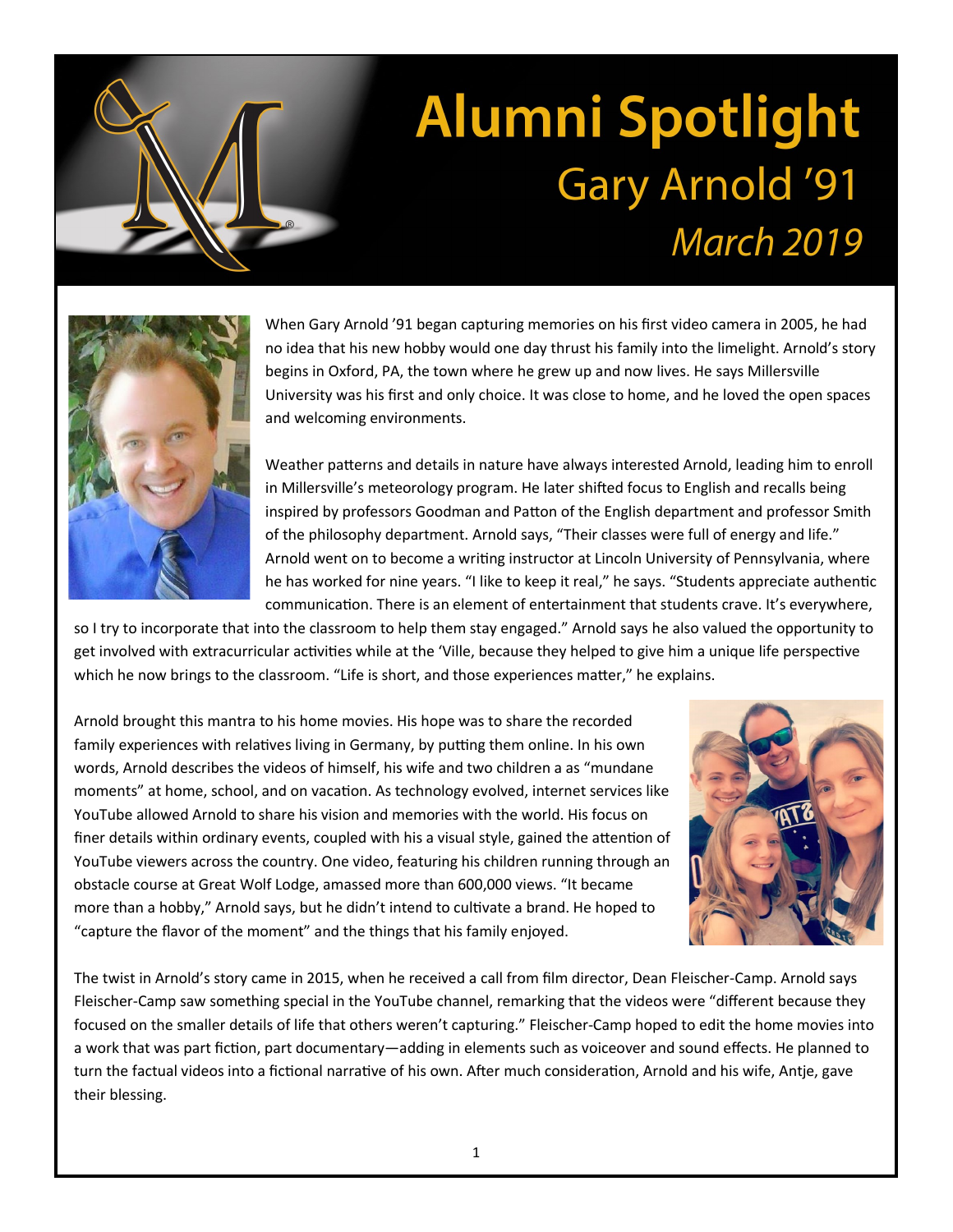# Alumni Spotlight

## Gary Arnold '91

### *March 2019*

When Gary Arnold '91 began capturing memories on his first video camera in 2005, he had no idea that his new hobby would one day thrust his family into the limelight. Arnold's story begins in Oxford, PA, the town where he grew up and now lives. He says Millersville University was his first and only choice. It was close to home, and he loved the open spaces and welcoming environments.

Weather patterns and details in nature have always interested Arnold, leading him to enroll in Millersville's meteorology program. He later shifted focus to English and recalls being inspired by professors Goodman and Patton of the English department and professor Smith of the philosophy department. Arnold says, "Their classes were full of energy and life." Arnold went on to become a writing instructor at Lincoln University of Pennsylvania, where he has worked for nine years. "I like to keep it real," he says. "Students appreciate authentic communication. There is an element of entertainment that students crave. It's everywhere, so I try to incorporate that into the classroom to help them stay engaged." Arnold says he also valued the opportunity to get involved with extracurricular activities while at the 'Ville, because they helped to give him a unique life perspective which he now brings to the classroom. "Life is short, and those experiences matter," he explains.

Arnold brought this mantra to his home movies. His hope was to share the recorded family experiences with relatives living in Germany, by putting them online. In his own words, Arnold describes the videos of himself, his wife and two children a as "mundane moments" at home, school, and on vacation. As technology evolved, internet services like YouTube allowed Arnold to share his vision and memories with the world. His focus on finer details within ordinary events, coupled with his a visual style, gained the attention of YouTube viewers across the country. One video, featuring his children running through an obstacle course at Great Wolf Lodge, amassed more than 600,000 views. "It became more than a hobby," Arnold says, but he didn't intend to cultivate a brand. He hoped to "capture the flavor of the moment" and the things that his family enjoyed.

The twist in Arnold's story came in 2015, when he received a call from film director, Dean Fleischer-Camp. Arnold says Fleischer-Camp saw something special in the YouTube channel, remarking that the videos were "different because they focused on the smaller details of life that others weren't capturing." Fleischer-Camp hoped to edit the home movies into a work that was part fiction, part documentary—adding in elements such as voiceover and sound effects. He planned to turn the factual videos into a fictional narrative of his own. After much consideration, Arnold and his wife, Antje, gave their blessing.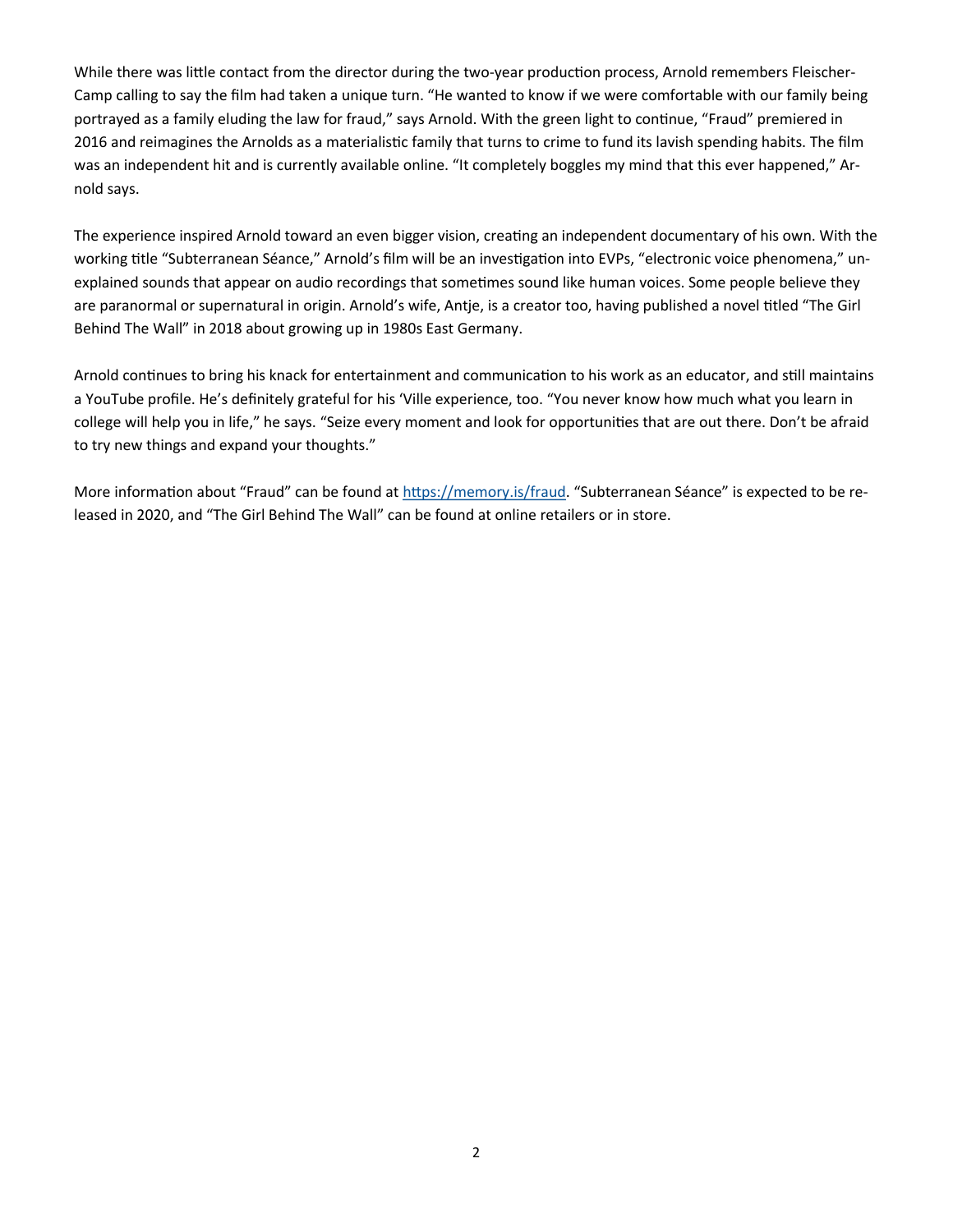While there was little contact from the director during the two-year production process, Arnold remembers Fleischer-Camp calling to say the film had taken a unique turn. "He wanted to know if we were comfortable with our family being portrayed as a family eluding the law for fraud," says Arnold. With the green light to continue, "Fraud" premiered in 2016 and reimagines the Arnolds as a materialistic family that turns to crime to fund its lavish spending habits. The film was an independent hit and is currently available online. "It completely boggles my mind that this ever happened," Arnold says.

The experience inspired Arnold toward an even bigger vision, creating an independent documentary of his own. With the working title "Subterranean Séance," Arnold's film will be an investigation into EVPs, "electronic voice phenomena," unexplained sounds that appear on audio recordings that sometimes sound like human voices. Some people believe they are paranormal or supernatural in origin. Arnold's wife, Antje, is a creator too, having published a novel titled "The Girl Behind The Wall" in 2018 about growing up in 1980s East Germany.

Arnold continues to bring his knack for entertainment and communication to his work as an educator, and still maintains a YouTube profile. He's definitely grateful for his 'Ville experience, too. "You never know how much what you learn in college will help you in life," he says. "Seize every moment and look for opportunities that are out there. Don't be afraid to try new things and expand your thoughts."

More information about "Fraud" can be found at https://memory.is/fraud. "Subterranean Séance" is expected to be released in 2020, and "The Girl Behind The Wall" can be found at online retailers or in store.